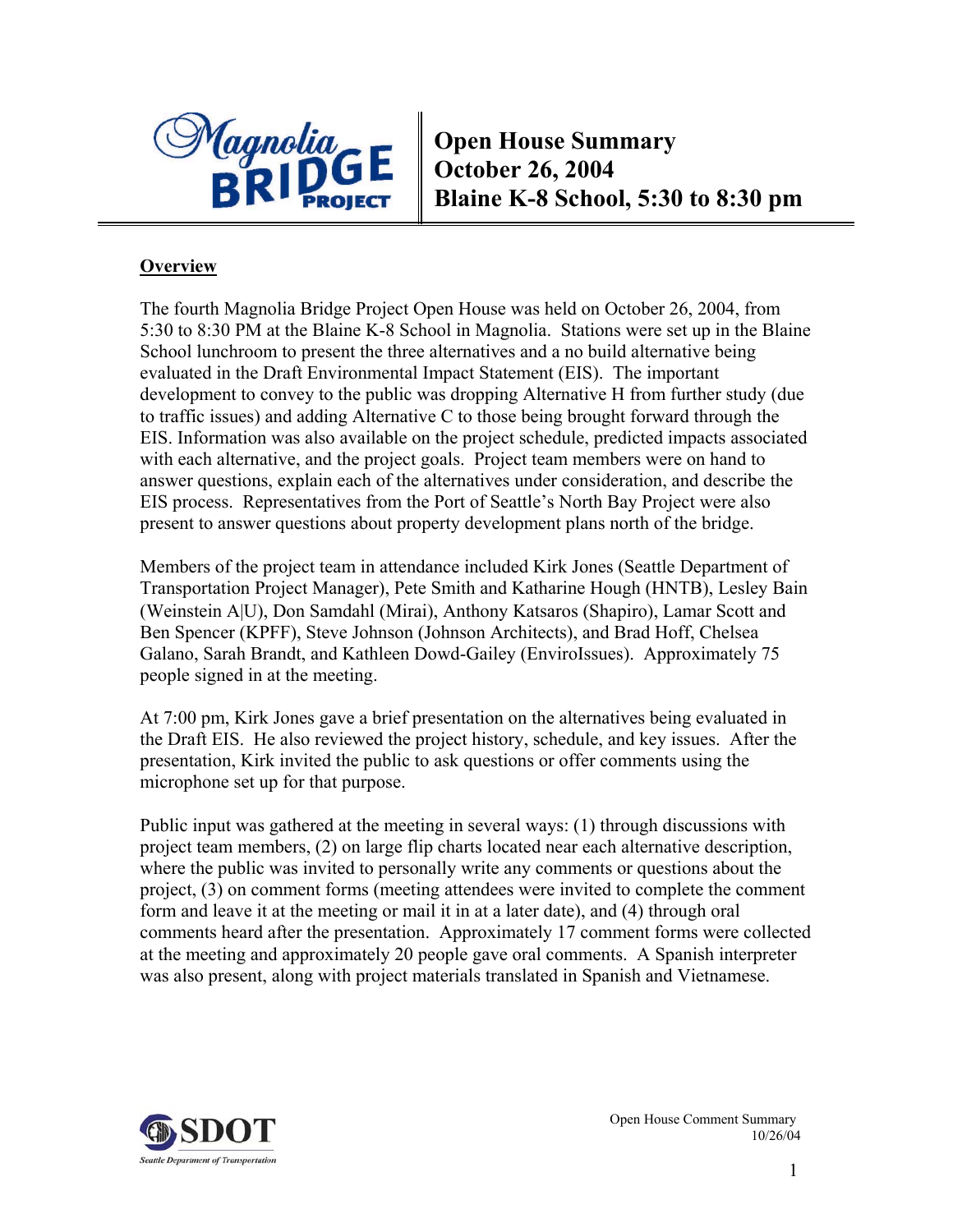# Open House Summary
# October 26, 2004
# Blaine K-8 School, 5:30 to 8:30 pm

## Overview

The fourth Magnolia Bridge Project Open House was held on October 26, 2004, from 5:30 to 8:30 PM at the Blaine K-8 School in Magnolia. Stations were set up in the Blaine School lunchroom to present the three alternatives and a no build alternative being evaluated in the Draft Environmental Impact Statement (EIS). The important development to convey to the public was dropping Alternative H from further study (due to traffic issues) and adding Alternative C to those being brought forward through the EIS. Information was also available on the project schedule, predicted impacts associated with each alternative, and the project goals. Project team members were on hand to answer questions, explain each of the alternatives under consideration, and describe the EIS process. Representatives from the Port of Seattle's North Bay Project were also present to answer questions about property development plans north of the bridge.

Members of the project team in attendance included Kirk Jones (Seattle Department of Transportation Project Manager), Pete Smith and Katharine Hough (HNTB), Lesley Bain (Weinstein A|U), Don Samdahl (Mirai), Anthony Katsaros (Shapiro), Lamar Scott and Ben Spencer (KPFF), Steve Johnson (Johnson Architects), and Brad Hoff, Chelsea Galano, Sarah Brandt, and Kathleen Dowd-Gailey (EnviroIssues). Approximately 75 people signed in at the meeting.

At 7:00 pm, Kirk Jones gave a brief presentation on the alternatives being evaluated in the Draft EIS. He also reviewed the project history, schedule, and key issues. After the presentation, Kirk invited the public to ask questions or offer comments using the microphone set up for that purpose.

Public input was gathered at the meeting in several ways: (1) through discussions with project team members, (2) on large flip charts located near each alternative description, where the public was invited to personally write any comments or questions about the project, (3) on comment forms (meeting attendees were invited to complete the comment form and leave it at the meeting or mail it in at a later date), and (4) through oral comments heard after the presentation. Approximately 17 comment forms were collected at the meeting and approximately 20 people gave oral comments. A Spanish interpreter was also present, along with project materials translated in Spanish and Vietnamese.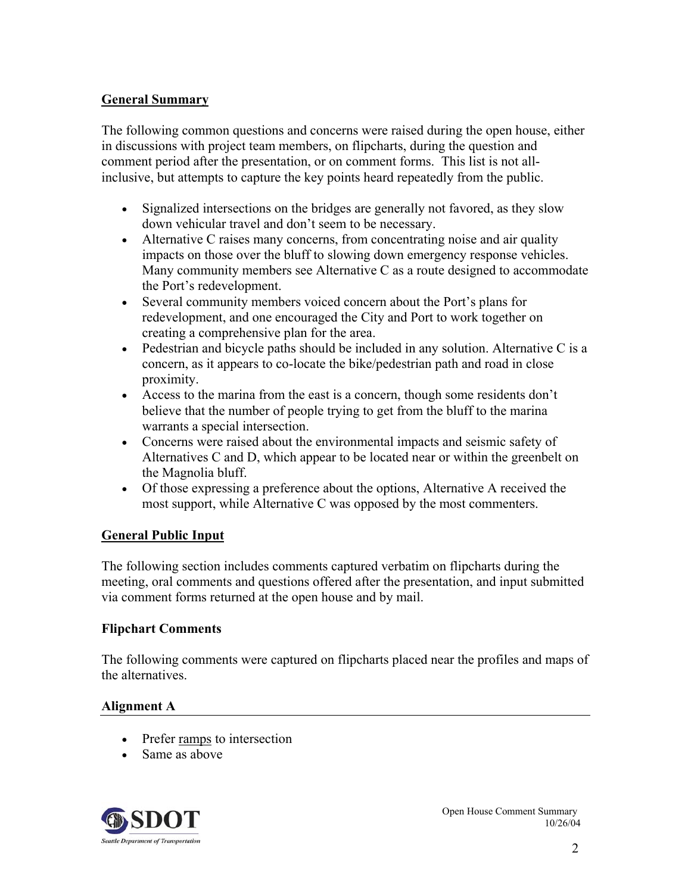## General Summary

The following common questions and concerns were raised during the open house, either in discussions with project team members, on flipcharts, during the question and comment period after the presentation, or on comment forms. This list is not all-inclusive, but attempts to capture the key points heard repeatedly from the public.

- Signalized intersections on the bridges are generally not favored, as they slow down vehicular travel and don't seem to be necessary.
- Alternative C raises many concerns, from concentrating noise and air quality impacts on those over the bluff to slowing down emergency response vehicles. Many community members see Alternative C as a route designed to accommodate the Port's redevelopment.
- Several community members voiced concern about the Port's plans for redevelopment, and one encouraged the City and Port to work together on creating a comprehensive plan for the area.
- Pedestrian and bicycle paths should be included in any solution. Alternative C is a concern, as it appears to co-locate the bike/pedestrian path and road in close proximity.
- Access to the marina from the east is a concern, though some residents don't believe that the number of people trying to get from the bluff to the marina warrants a special intersection.
- Concerns were raised about the environmental impacts and seismic safety of Alternatives C and D, which appear to be located near or within the greenbelt on the Magnolia bluff.
- Of those expressing a preference about the options, Alternative A received the most support, while Alternative C was opposed by the most commenters.

## General Public Input

The following section includes comments captured verbatim on flipcharts during the meeting, oral comments and questions offered after the presentation, and input submitted via comment forms returned at the open house and by mail.

### Flipchart Comments

The following comments were captured on flipcharts placed near the profiles and maps of the alternatives.

### Alignment A

- Prefer <u>ramps</u> to intersection
- Same as above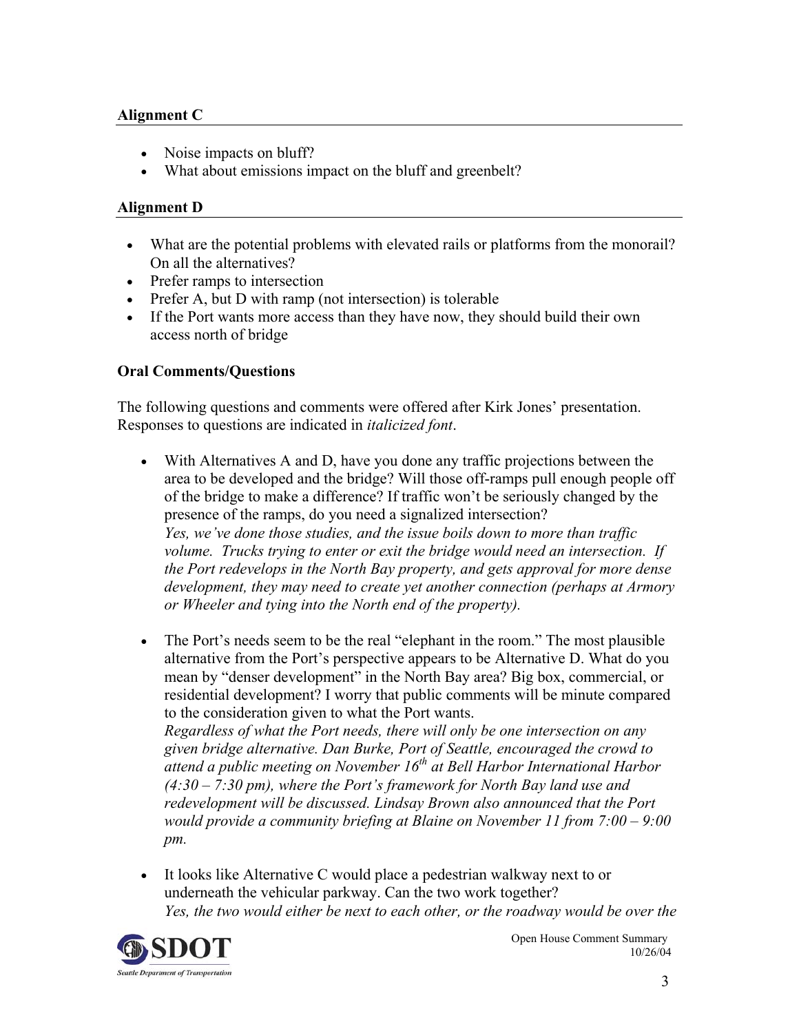### Alignment C

- Noise impacts on bluff?
- What about emissions impact on the bluff and greenbelt?

### Alignment D

- What are the potential problems with elevated rails or platforms from the monorail? On all the alternatives?
- Prefer ramps to intersection
- Prefer A, but D with ramp (not intersection) is tolerable
- If the Port wants more access than they have now, they should build their own access north of bridge

### Oral Comments/Questions

The following questions and comments were offered after Kirk Jones' presentation. Responses to questions are indicated in *italicized font*.

- With Alternatives A and D, have you done any traffic projections between the area to be developed and the bridge? Will those off-ramps pull enough people off of the bridge to make a difference? If traffic won't be seriously changed by the presence of the ramps, do you need a signalized intersection?
  *Yes, we've done those studies, and the issue boils down to more than traffic volume. Trucks trying to enter or exit the bridge would need an intersection. If the Port redevelops in the North Bay property, and gets approval for more dense development, they may need to create yet another connection (perhaps at Armory or Wheeler and tying into the North end of the property).*

- The Port's needs seem to be the real "elephant in the room." The most plausible alternative from the Port's perspective appears to be Alternative D. What do you mean by "denser development" in the North Bay area? Big box, commercial, or residential development? I worry that public comments will be minute compared to the consideration given to what the Port wants.
  *Regardless of what the Port needs, there will only be one intersection on any given bridge alternative. Dan Burke, Port of Seattle, encouraged the crowd to attend a public meeting on November 16th at Bell Harbor International Harbor (4:30 – 7:30 pm), where the Port's framework for North Bay land use and redevelopment will be discussed. Lindsay Brown also announced that the Port would provide a community briefing at Blaine on November 11 from 7:00 – 9:00 pm.*

- It looks like Alternative C would place a pedestrian walkway next to or underneath the vehicular parkway. Can the two work together?
  *Yes, the two would either be next to each other, or the roadway would be over the*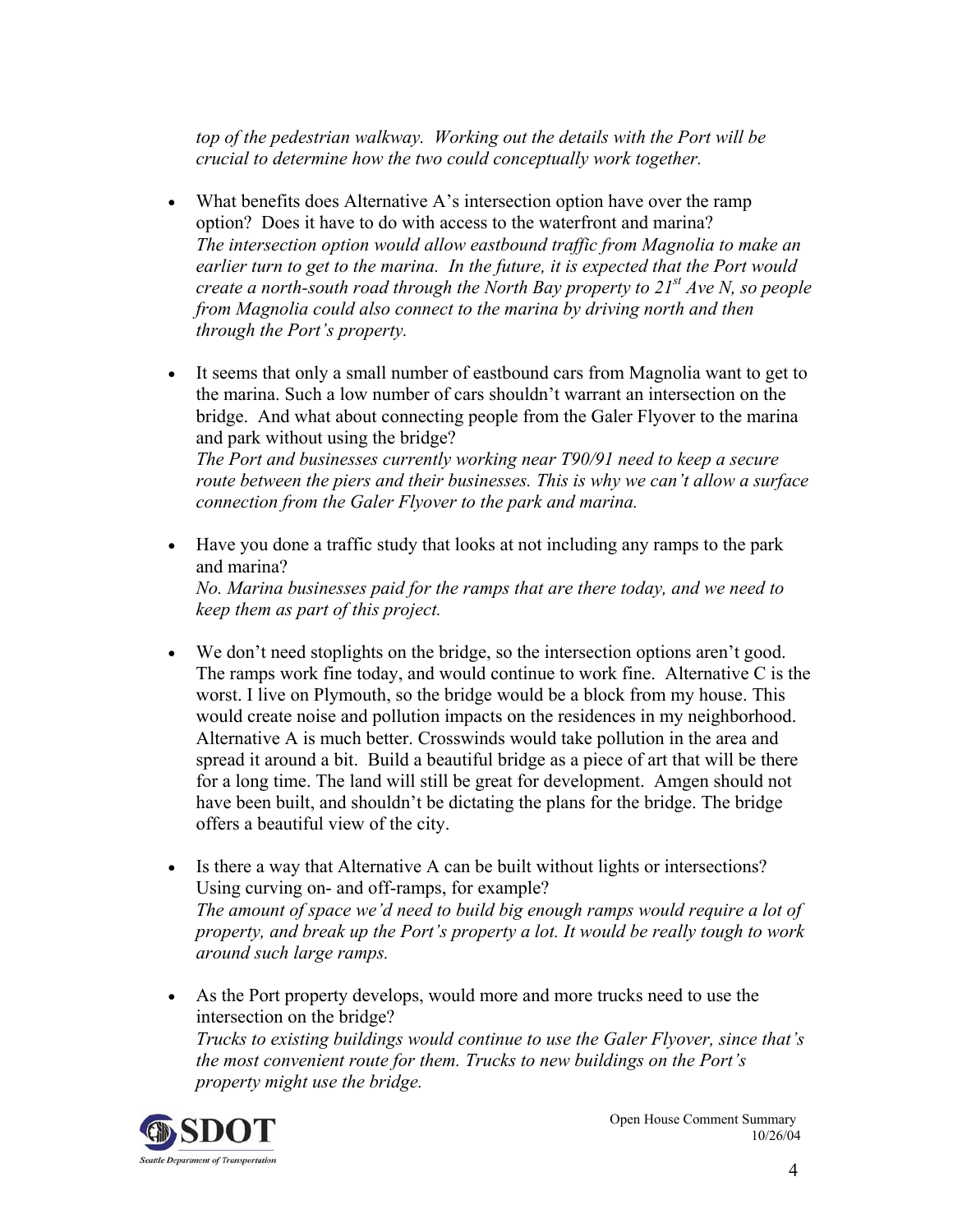*top of the pedestrian walkway. Working out the details with the Port will be crucial to determine how the two could conceptually work together.*

- What benefits does Alternative A's intersection option have over the ramp option? Does it have to do with access to the waterfront and marina?
  *The intersection option would allow eastbound traffic from Magnolia to make an earlier turn to get to the marina. In the future, it is expected that the Port would create a north-south road through the North Bay property to 21st Ave N, so people from Magnolia could also connect to the marina by driving north and then through the Port's property.*

- It seems that only a small number of eastbound cars from Magnolia want to get to the marina. Such a low number of cars shouldn't warrant an intersection on the bridge. And what about connecting people from the Galer Flyover to the marina and park without using the bridge?
  *The Port and businesses currently working near T90/91 need to keep a secure route between the piers and their businesses. This is why we can't allow a surface connection from the Galer Flyover to the park and marina.*

- Have you done a traffic study that looks at not including any ramps to the park and marina?
  *No. Marina businesses paid for the ramps that are there today, and we need to keep them as part of this project.*

- We don't need stoplights on the bridge, so the intersection options aren't good. The ramps work fine today, and would continue to work fine. Alternative C is the worst. I live on Plymouth, so the bridge would be a block from my house. This would create noise and pollution impacts on the residences in my neighborhood. Alternative A is much better. Crosswinds would take pollution in the area and spread it around a bit. Build a beautiful bridge as a piece of art that will be there for a long time. The land will still be great for development. Amgen should not have been built, and shouldn't be dictating the plans for the bridge. The bridge offers a beautiful view of the city.

- Is there a way that Alternative A can be built without lights or intersections? Using curving on- and off-ramps, for example?
  *The amount of space we'd need to build big enough ramps would require a lot of property, and break up the Port's property a lot. It would be really tough to work around such large ramps.*

- As the Port property develops, would more and more trucks need to use the intersection on the bridge?
  *Trucks to existing buildings would continue to use the Galer Flyover, since that's the most convenient route for them. Trucks to new buildings on the Port's property might use the bridge.*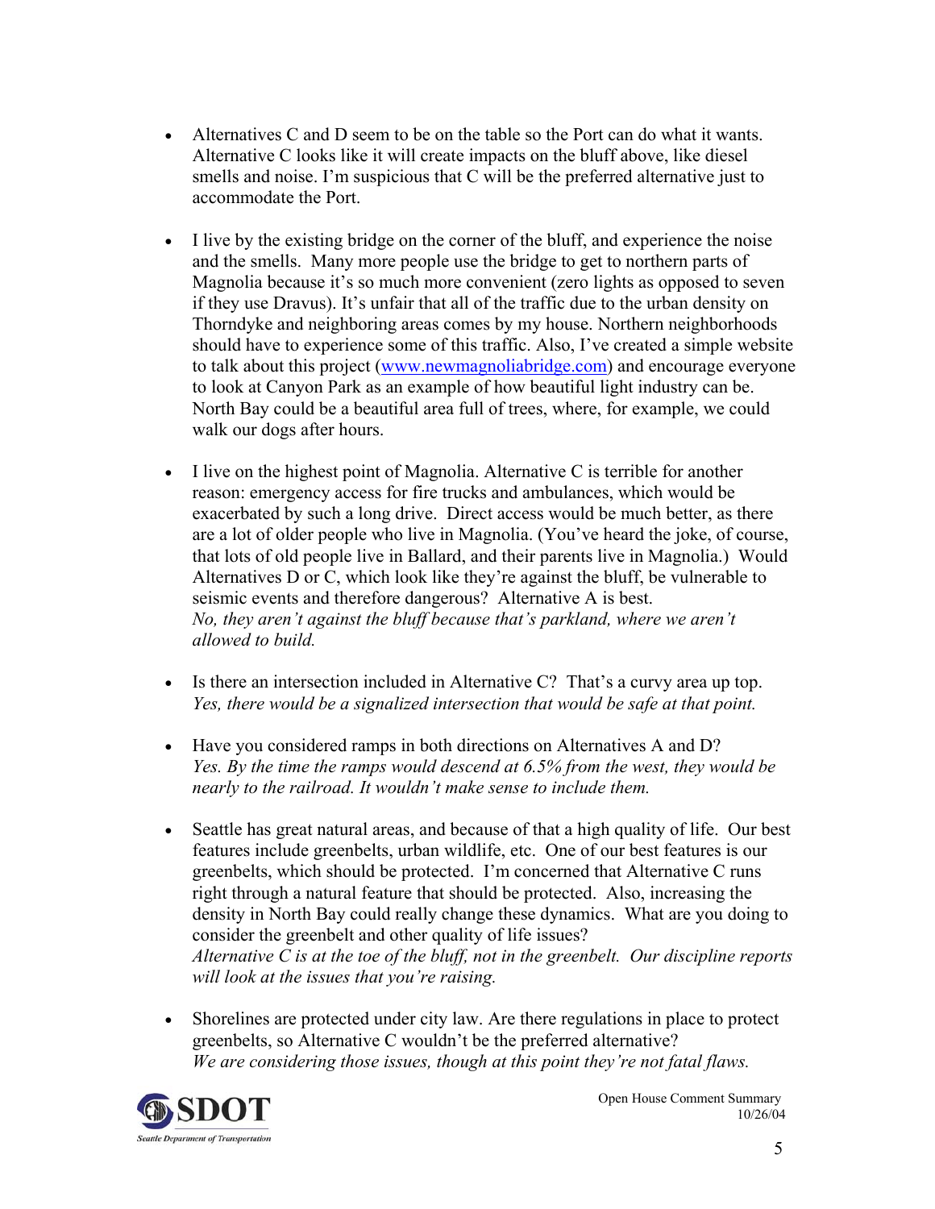- Alternatives C and D seem to be on the table so the Port can do what it wants. Alternative C looks like it will create impacts on the bluff above, like diesel smells and noise. I'm suspicious that C will be the preferred alternative just to accommodate the Port.

- I live by the existing bridge on the corner of the bluff, and experience the noise and the smells. Many more people use the bridge to get to northern parts of Magnolia because it's so much more convenient (zero lights as opposed to seven if they use Dravus). It's unfair that all of the traffic due to the urban density on Thorndyke and neighboring areas comes by my house. Northern neighborhoods should have to experience some of this traffic. Also, I've created a simple website to talk about this project ([www.newmagnoliabridge.com](www.newmagnoliabridge.com)) and encourage everyone to look at Canyon Park as an example of how beautiful light industry can be. North Bay could be a beautiful area full of trees, where, for example, we could walk our dogs after hours.

- I live on the highest point of Magnolia. Alternative C is terrible for another reason: emergency access for fire trucks and ambulances, which would be exacerbated by such a long drive. Direct access would be much better, as there are a lot of older people who live in Magnolia. (You've heard the joke, of course, that lots of old people live in Ballard, and their parents live in Magnolia.) Would Alternatives D or C, which look like they're against the bluff, be vulnerable to seismic events and therefore dangerous? Alternative A is best.
  *No, they aren't against the bluff because that's parkland, where we aren't allowed to build.*

- Is there an intersection included in Alternative C? That's a curvy area up top.
  *Yes, there would be a signalized intersection that would be safe at that point.*

- Have you considered ramps in both directions on Alternatives A and D?
  *Yes. By the time the ramps would descend at 6.5% from the west, they would be nearly to the railroad. It wouldn't make sense to include them.*

- Seattle has great natural areas, and because of that a high quality of life. Our best features include greenbelts, urban wildlife, etc. One of our best features is our greenbelts, which should be protected. I'm concerned that Alternative C runs right through a natural feature that should be protected. Also, increasing the density in North Bay could really change these dynamics. What are you doing to consider the greenbelt and other quality of life issues?
  *Alternative C is at the toe of the bluff, not in the greenbelt. Our discipline reports will look at the issues that you're raising.*

- Shorelines are protected under city law. Are there regulations in place to protect greenbelts, so Alternative C wouldn't be the preferred alternative?
  *We are considering those issues, though at this point they're not fatal flaws.*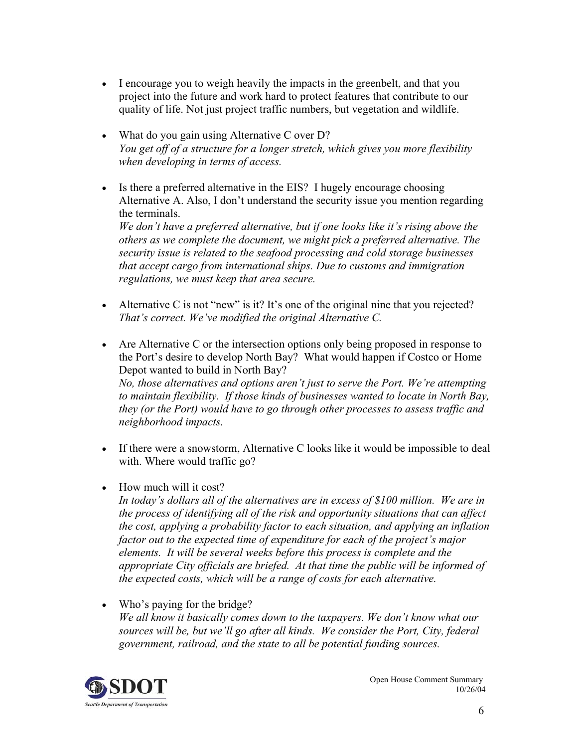- I encourage you to weigh heavily the impacts in the greenbelt, and that you project into the future and work hard to protect features that contribute to our quality of life. Not just project traffic numbers, but vegetation and wildlife.

- What do you gain using Alternative C over D?
  *You get off of a structure for a longer stretch, which gives you more flexibility when developing in terms of access.*

- Is there a preferred alternative in the EIS? I hugely encourage choosing Alternative A. Also, I don't understand the security issue you mention regarding the terminals.
  *We don't have a preferred alternative, but if one looks like it's rising above the others as we complete the document, we might pick a preferred alternative. The security issue is related to the seafood processing and cold storage businesses that accept cargo from international ships. Due to customs and immigration regulations, we must keep that area secure.*

- Alternative C is not "new" is it? It's one of the original nine that you rejected?
  *That's correct. We've modified the original Alternative C.*

- Are Alternative C or the intersection options only being proposed in response to the Port's desire to develop North Bay? What would happen if Costco or Home Depot wanted to build in North Bay?
  *No, those alternatives and options aren't just to serve the Port. We're attempting to maintain flexibility. If those kinds of businesses wanted to locate in North Bay, they (or the Port) would have to go through other processes to assess traffic and neighborhood impacts.*

- If there were a snowstorm, Alternative C looks like it would be impossible to deal with. Where would traffic go?

- How much will it cost?
  *In today's dollars all of the alternatives are in excess of $100 million. We are in the process of identifying all of the risk and opportunity situations that can affect the cost, applying a probability factor to each situation, and applying an inflation factor out to the expected time of expenditure for each of the project's major elements. It will be several weeks before this process is complete and the appropriate City officials are briefed. At that time the public will be informed of the expected costs, which will be a range of costs for each alternative.*

- Who's paying for the bridge?
  *We all know it basically comes down to the taxpayers. We don't know what our sources will be, but we'll go after all kinds. We consider the Port, City, federal government, railroad, and the state to all be potential funding sources.*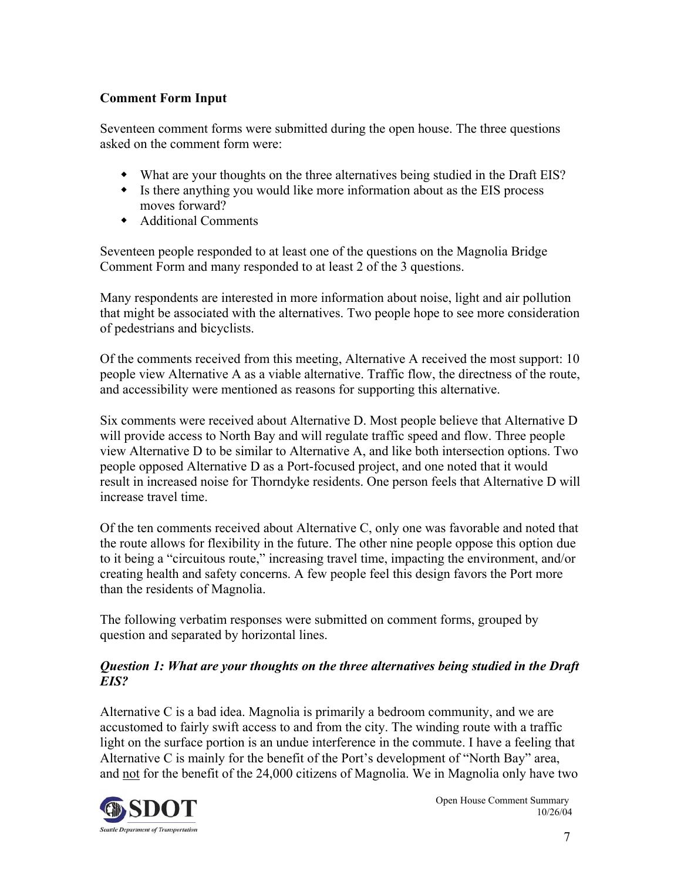### Comment Form Input

Seventeen comment forms were submitted during the open house. The three questions asked on the comment form were:

- What are your thoughts on the three alternatives being studied in the Draft EIS?
- Is there anything you would like more information about as the EIS process moves forward?
- Additional Comments

Seventeen people responded to at least one of the questions on the Magnolia Bridge Comment Form and many responded to at least 2 of the 3 questions.

Many respondents are interested in more information about noise, light and air pollution that might be associated with the alternatives. Two people hope to see more consideration of pedestrians and bicyclists.

Of the comments received from this meeting, Alternative A received the most support: 10 people view Alternative A as a viable alternative. Traffic flow, the directness of the route, and accessibility were mentioned as reasons for supporting this alternative.

Six comments were received about Alternative D. Most people believe that Alternative D will provide access to North Bay and will regulate traffic speed and flow. Three people view Alternative D to be similar to Alternative A, and like both intersection options. Two people opposed Alternative D as a Port-focused project, and one noted that it would result in increased noise for Thorndyke residents. One person feels that Alternative D will increase travel time.

Of the ten comments received about Alternative C, only one was favorable and noted that the route allows for flexibility in the future. The other nine people oppose this option due to it being a "circuitous route," increasing travel time, impacting the environment, and/or creating health and safety concerns. A few people feel this design favors the Port more than the residents of Magnolia.

The following verbatim responses were submitted on comment forms, grouped by question and separated by horizontal lines.

#### *Question 1: What are your thoughts on the three alternatives being studied in the Draft EIS?*

Alternative C is a bad idea. Magnolia is primarily a bedroom community, and we are accustomed to fairly swift access to and from the city. The winding route with a traffic light on the surface portion is an undue interference in the commute. I have a feeling that Alternative C is mainly for the benefit of the Port's development of "North Bay" area, and <u>not</u> for the benefit of the 24,000 citizens of Magnolia. We in Magnolia only have two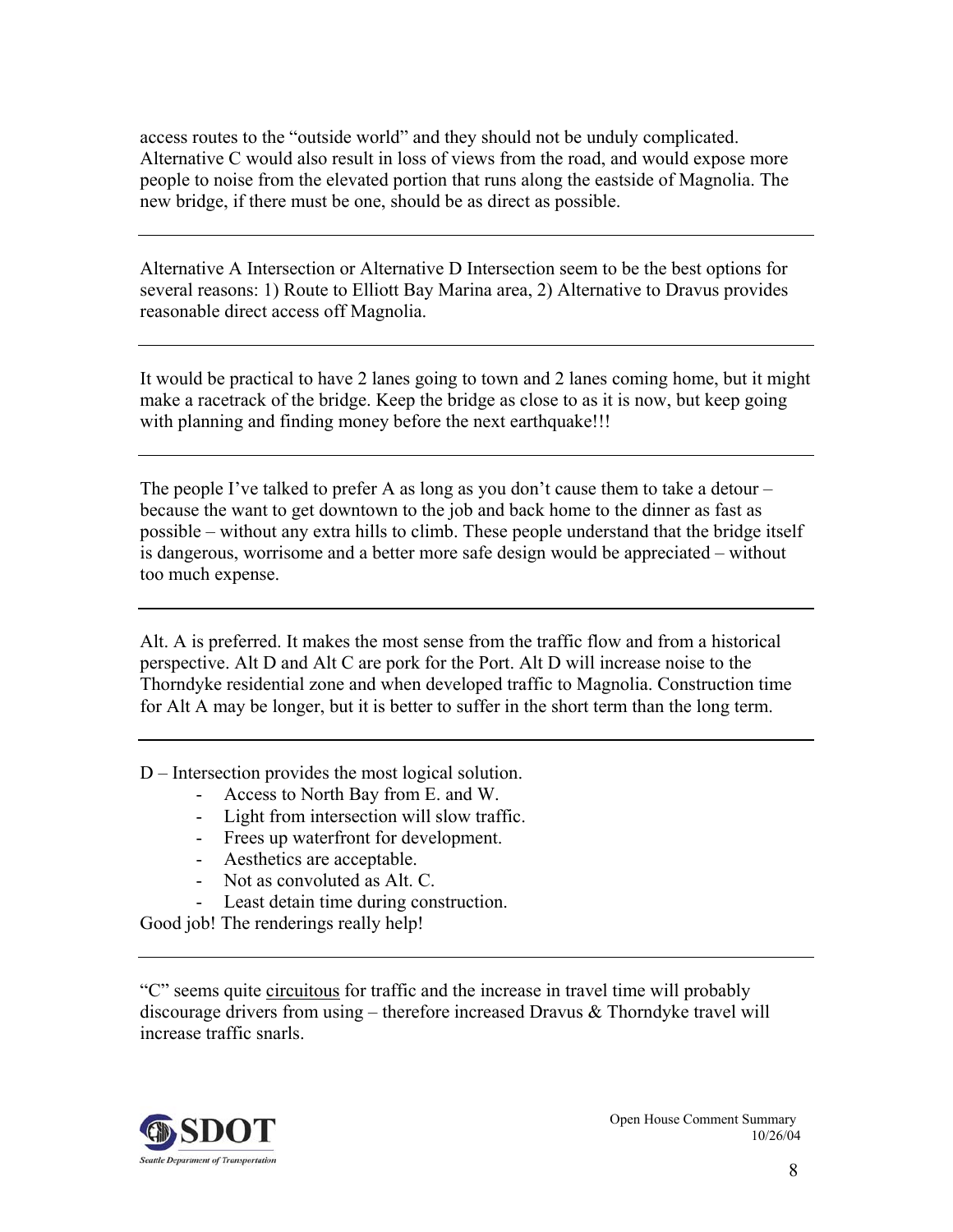access routes to the "outside world" and they should not be unduly complicated. Alternative C would also result in loss of views from the road, and would expose more people to noise from the elevated portion that runs along the eastside of Magnolia. The new bridge, if there must be one, should be as direct as possible.

---

Alternative A Intersection or Alternative D Intersection seem to be the best options for several reasons: 1) Route to Elliott Bay Marina area, 2) Alternative to Dravus provides reasonable direct access off Magnolia.

---

It would be practical to have 2 lanes going to town and 2 lanes coming home, but it might make a racetrack of the bridge. Keep the bridge as close to as it is now, but keep going with planning and finding money before the next earthquake!!!

---

The people I've talked to prefer A as long as you don't cause them to take a detour – because the want to get downtown to the job and back home to the dinner as fast as possible – without any extra hills to climb. These people understand that the bridge itself is dangerous, worrisome and a better more safe design would be appreciated – without too much expense.

---

Alt. A is preferred. It makes the most sense from the traffic flow and from a historical perspective. Alt D and Alt C are pork for the Port. Alt D will increase noise to the Thorndyke residential zone and when developed traffic to Magnolia. Construction time for Alt A may be longer, but it is better to suffer in the short term than the long term.

---

D – Intersection provides the most logical solution.

- Access to North Bay from E. and W.
- Light from intersection will slow traffic.
- Frees up waterfront for development.
- Aesthetics are acceptable.
- Not as convoluted as Alt. C.
- Least detain time during construction.

Good job! The renderings really help!

---

"C" seems quite <u>circuitous</u> for traffic and the increase in travel time will probably discourage drivers from using – therefore increased Dravus & Thorndyke travel will increase traffic snarls.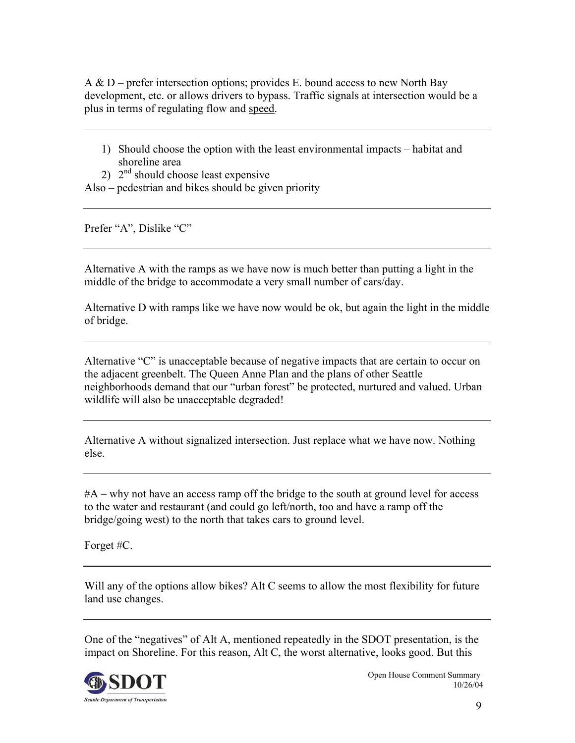A & D – prefer intersection options; provides E. bound access to new North Bay development, etc. or allows drivers to bypass. Traffic signals at intersection would be a plus in terms of regulating flow and <u>speed</u>.

---

1) Should choose the option with the least environmental impacts – habitat and shoreline area
2) 2nd should choose least expensive

Also – pedestrian and bikes should be given priority

---

Prefer "A", Dislike "C"

---

Alternative A with the ramps as we have now is much better than putting a light in the middle of the bridge to accommodate a very small number of cars/day.

Alternative D with ramps like we have now would be ok, but again the light in the middle of bridge.

---

Alternative "C" is unacceptable because of negative impacts that are certain to occur on the adjacent greenbelt. The Queen Anne Plan and the plans of other Seattle neighborhoods demand that our "urban forest" be protected, nurtured and valued. Urban wildlife will also be unacceptable degraded!

---

Alternative A without signalized intersection. Just replace what we have now. Nothing else.

---

#A – why not have an access ramp off the bridge to the south at ground level for access to the water and restaurant (and could go left/north, too and have a ramp off the bridge/going west) to the north that takes cars to ground level.

Forget #C.

---

Will any of the options allow bikes? Alt C seems to allow the most flexibility for future land use changes.

---

One of the "negatives" of Alt A, mentioned repeatedly in the SDOT presentation, is the impact on Shoreline. For this reason, Alt C, the worst alternative, looks good. But this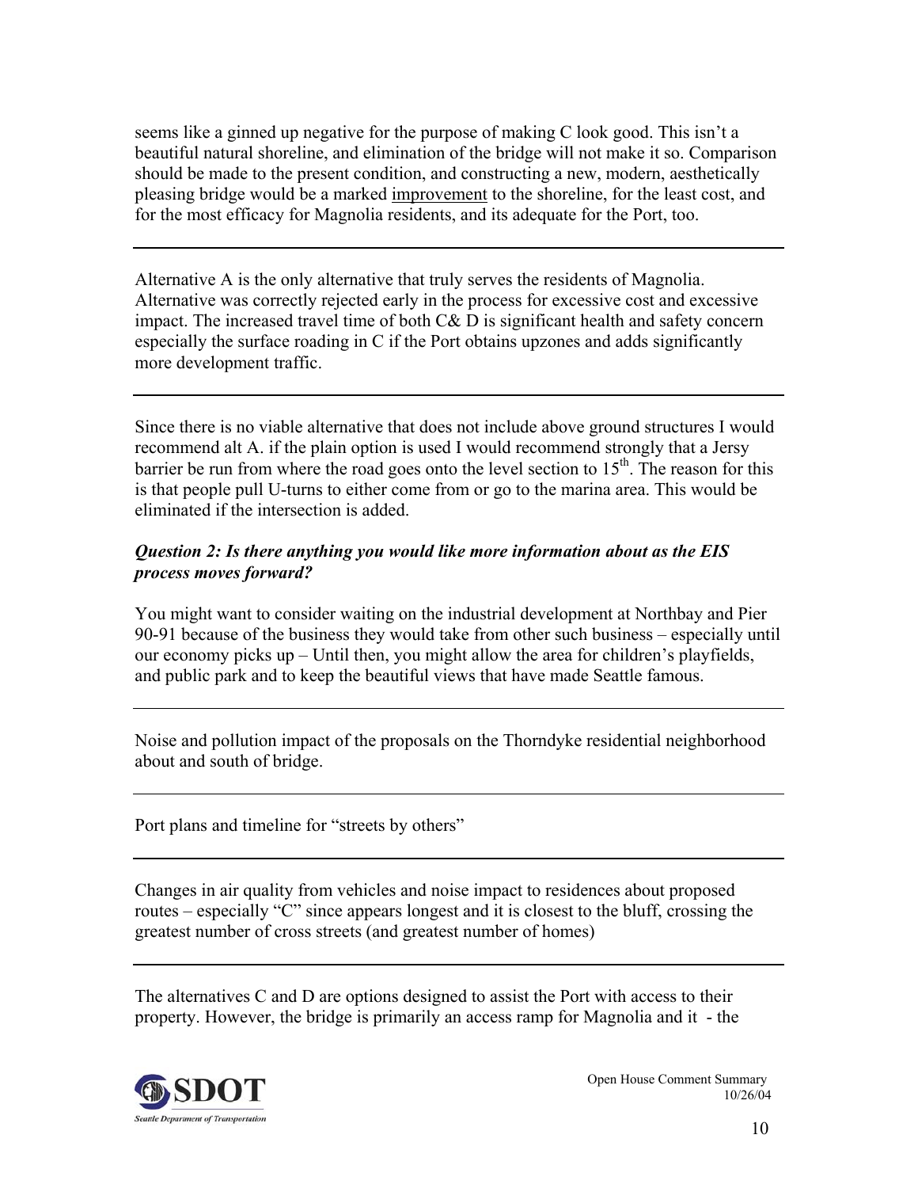seems like a ginned up negative for the purpose of making C look good. This isn't a beautiful natural shoreline, and elimination of the bridge will not make it so. Comparison should be made to the present condition, and constructing a new, modern, aesthetically pleasing bridge would be a marked <u>improvement</u> to the shoreline, for the least cost, and for the most efficacy for Magnolia residents, and its adequate for the Port, too.

---

Alternative A is the only alternative that truly serves the residents of Magnolia. Alternative was correctly rejected early in the process for excessive cost and excessive impact. The increased travel time of both C& D is significant health and safety concern especially the surface roading in C if the Port obtains upzones and adds significantly more development traffic.

---

Since there is no viable alternative that does not include above ground structures I would recommend alt A. if the plain option is used I would recommend strongly that a Jersy barrier be run from where the road goes onto the level section to 15th. The reason for this is that people pull U-turns to either come from or go to the marina area. This would be eliminated if the intersection is added.

***Question 2: Is there anything you would like more information about as the EIS process moves forward?***

You might want to consider waiting on the industrial development at Northbay and Pier 90-91 because of the business they would take from other such business – especially until our economy picks up – Until then, you might allow the area for children's playfields, and public park and to keep the beautiful views that have made Seattle famous.

---

Noise and pollution impact of the proposals on the Thorndyke residential neighborhood about and south of bridge.

---

Port plans and timeline for "streets by others"

---

Changes in air quality from vehicles and noise impact to residences about proposed routes – especially "C" since appears longest and it is closest to the bluff, crossing the greatest number of cross streets (and greatest number of homes)

---

The alternatives C and D are options designed to assist the Port with access to their property. However, the bridge is primarily an access ramp for Magnolia and it - the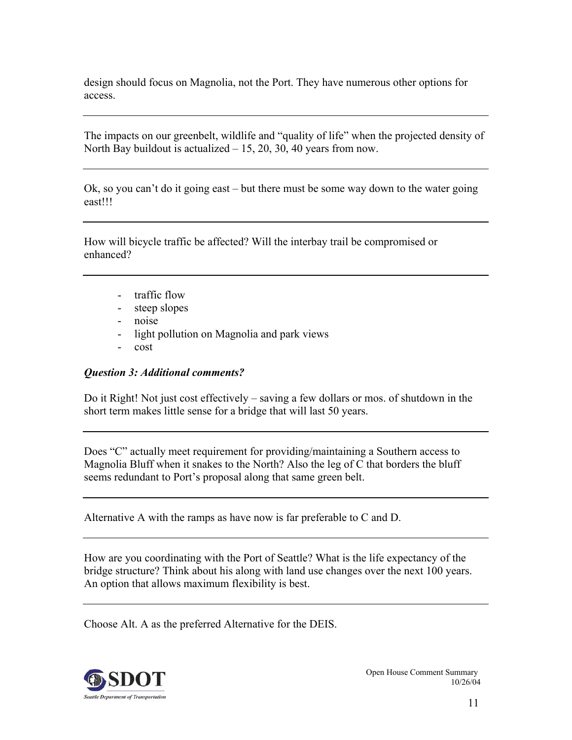design should focus on Magnolia, not the Port. They have numerous other options for access.

---

The impacts on our greenbelt, wildlife and "quality of life" when the projected density of North Bay buildout is actualized – 15, 20, 30, 40 years from now.

---

Ok, so you can't do it going east – but there must be some way down to the water going east!!!

---

How will bicycle traffic be affected? Will the interbay trail be compromised or enhanced?

---

- traffic flow
- steep slopes
- noise
- light pollution on Magnolia and park views
- cost

***Question 3: Additional comments?***

Do it Right! Not just cost effectively – saving a few dollars or mos. of shutdown in the short term makes little sense for a bridge that will last 50 years.

---

Does "C" actually meet requirement for providing/maintaining a Southern access to Magnolia Bluff when it snakes to the North? Also the leg of C that borders the bluff seems redundant to Port's proposal along that same green belt.

---

Alternative A with the ramps as have now is far preferable to C and D.

---

How are you coordinating with the Port of Seattle? What is the life expectancy of the bridge structure? Think about his along with land use changes over the next 100 years. An option that allows maximum flexibility is best.

---

Choose Alt. A as the preferred Alternative for the DEIS.